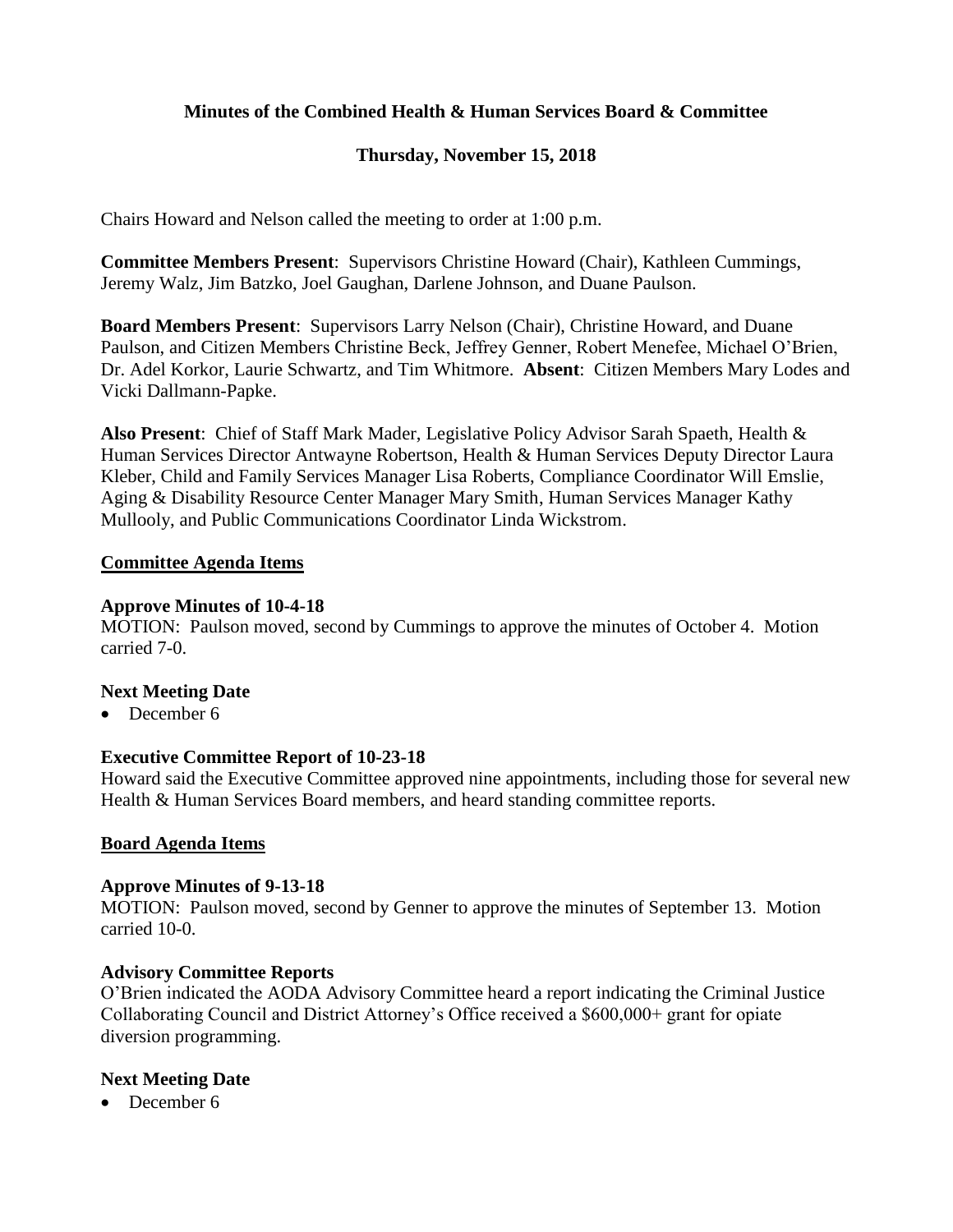# Minutes of the Combined Health & Human Services Board & Committee

## Thursday, November 15, 2018

Chairs Howard and Nelson called the meeting to order at 1:00 p.m.

**Committee Members Present**: Supervisors Christine Howard (Chair), Kathleen Cummings, Jeremy Walz, Jim Batzko, Joel Gaughan, Darlene Johnson, and Duane Paulson.

**Board Members Present**: Supervisors Larry Nelson (Chair), Christine Howard, and Duane Paulson, and Citizen Members Christine Beck, Jeffrey Genner, Robert Menefee, Michael O'Brien, Dr. Adel Korkor, Laurie Schwartz, and Tim Whitmore. **Absent**: Citizen Members Mary Lodes and Vicki Dallmann-Papke.

**Also Present**: Chief of Staff Mark Mader, Legislative Policy Advisor Sarah Spaeth, Health & Human Services Director Antwayne Robertson, Health & Human Services Deputy Director Laura Kleber, Child and Family Services Manager Lisa Roberts, Compliance Coordinator Will Emslie, Aging & Disability Resource Center Manager Mary Smith, Human Services Manager Kathy Mullooly, and Public Communications Coordinator Linda Wickstrom.

**Committee Agenda Items**

**Approve Minutes of 10-4-18**

MOTION: Paulson moved, second by Cummings to approve the minutes of October 4. Motion carried 7-0.

**Next Meeting Date**

- December 6

**Executive Committee Report of 10-23-18**

Howard said the Executive Committee approved nine appointments, including those for several new Health & Human Services Board members, and heard standing committee reports.

**Board Agenda Items**

**Approve Minutes of 9-13-18**

MOTION: Paulson moved, second by Genner to approve the minutes of September 13. Motion carried 10-0.

**Advisory Committee Reports**

O'Brien indicated the AODA Advisory Committee heard a report indicating the Criminal Justice Collaborating Council and District Attorney's Office received a $600,000+ grant for opiate diversion programming.

**Next Meeting Date**

- December 6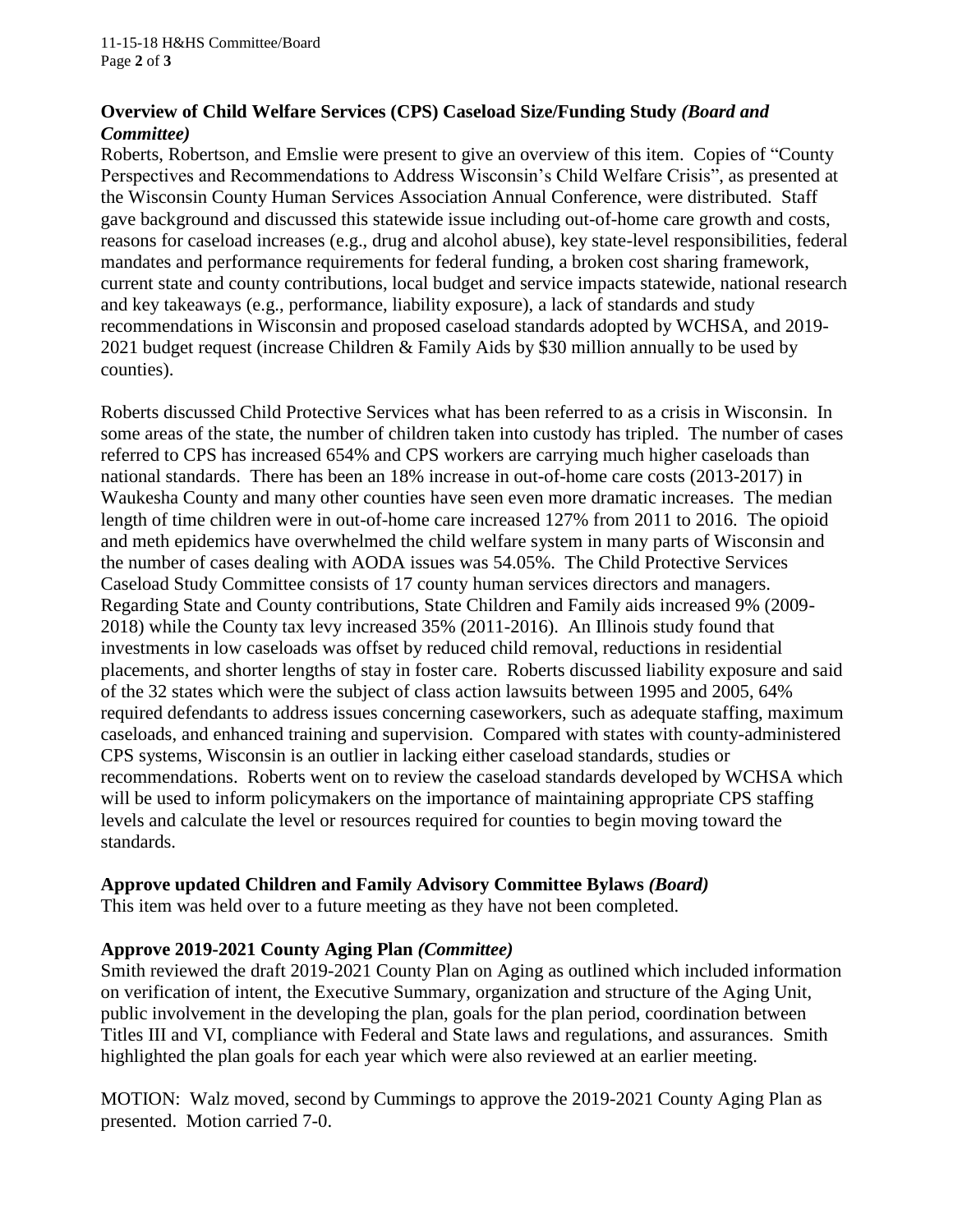**Overview of Child Welfare Services (CPS) Caseload Size/Funding Study** ***(Board and Committee)***

Roberts, Robertson, and Emslie were present to give an overview of this item. Copies of "County Perspectives and Recommendations to Address Wisconsin's Child Welfare Crisis", as presented at the Wisconsin County Human Services Association Annual Conference, were distributed. Staff gave background and discussed this statewide issue including out-of-home care growth and costs, reasons for caseload increases (e.g., drug and alcohol abuse), key state-level responsibilities, federal mandates and performance requirements for federal funding, a broken cost sharing framework, current state and county contributions, local budget and service impacts statewide, national research and key takeaways (e.g., performance, liability exposure), a lack of standards and study recommendations in Wisconsin and proposed caseload standards adopted by WCHSA, and 2019-2021 budget request (increase Children & Family Aids by $30 million annually to be used by counties).

Roberts discussed Child Protective Services what has been referred to as a crisis in Wisconsin. In some areas of the state, the number of children taken into custody has tripled. The number of cases referred to CPS has increased 654% and CPS workers are carrying much higher caseloads than national standards. There has been an 18% increase in out-of-home care costs (2013-2017) in Waukesha County and many other counties have seen even more dramatic increases. The median length of time children were in out-of-home care increased 127% from 2011 to 2016. The opioid and meth epidemics have overwhelmed the child welfare system in many parts of Wisconsin and the number of cases dealing with AODA issues was 54.05%. The Child Protective Services Caseload Study Committee consists of 17 county human services directors and managers. Regarding State and County contributions, State Children and Family aids increased 9% (2009-2018) while the County tax levy increased 35% (2011-2016). An Illinois study found that investments in low caseloads was offset by reduced child removal, reductions in residential placements, and shorter lengths of stay in foster care. Roberts discussed liability exposure and said of the 32 states which were the subject of class action lawsuits between 1995 and 2005, 64% required defendants to address issues concerning caseworkers, such as adequate staffing, maximum caseloads, and enhanced training and supervision. Compared with states with county-administered CPS systems, Wisconsin is an outlier in lacking either caseload standards, studies or recommendations. Roberts went on to review the caseload standards developed by WCHSA which will be used to inform policymakers on the importance of maintaining appropriate CPS staffing levels and calculate the level or resources required for counties to begin moving toward the standards.

**Approve updated Children and Family Advisory Committee Bylaws** ***(Board)***

This item was held over to a future meeting as they have not been completed.

**Approve 2019-2021 County Aging Plan** ***(Committee)***

Smith reviewed the draft 2019-2021 County Plan on Aging as outlined which included information on verification of intent, the Executive Summary, organization and structure of the Aging Unit, public involvement in the developing the plan, goals for the plan period, coordination between Titles III and VI, compliance with Federal and State laws and regulations, and assurances. Smith highlighted the plan goals for each year which were also reviewed at an earlier meeting.

MOTION: Walz moved, second by Cummings to approve the 2019-2021 County Aging Plan as presented. Motion carried 7-0.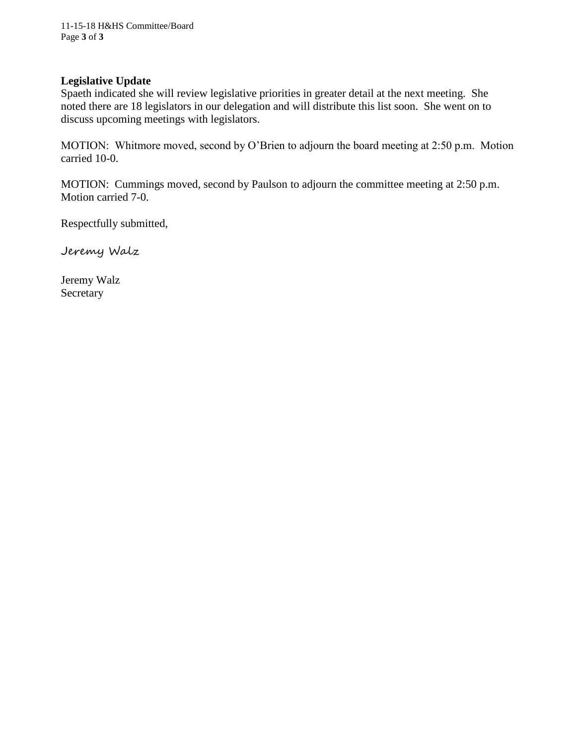**Legislative Update**

Spaeth indicated she will review legislative priorities in greater detail at the next meeting. She noted there are 18 legislators in our delegation and will distribute this list soon. She went on to discuss upcoming meetings with legislators.

MOTION: Whitmore moved, second by O'Brien to adjourn the board meeting at 2:50 p.m. Motion carried 10-0.

MOTION: Cummings moved, second by Paulson to adjourn the committee meeting at 2:50 p.m. Motion carried 7-0.

Respectfully submitted,

*Jeremy Walz*

Jeremy Walz
Secretary